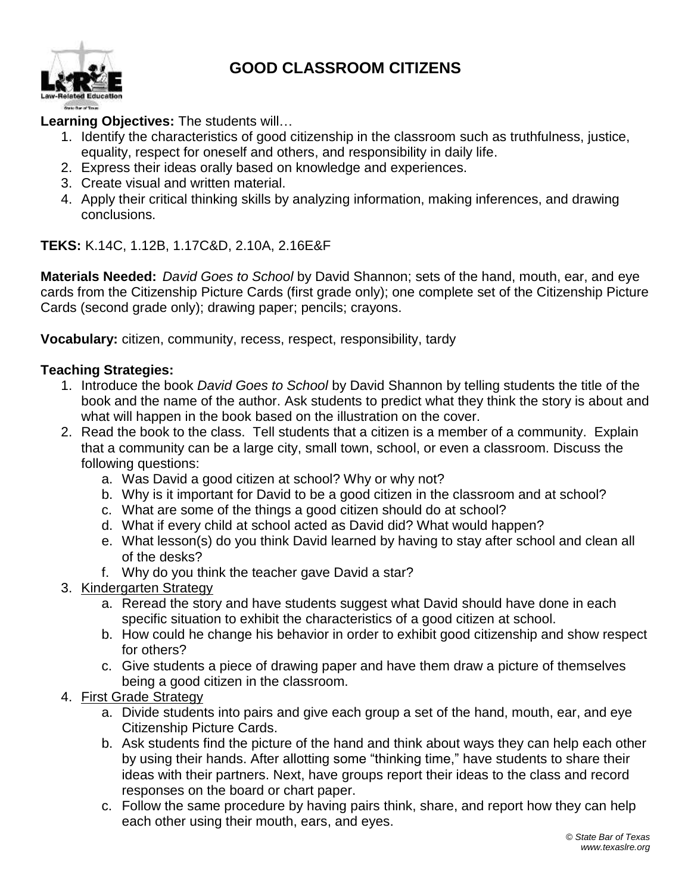# GOOD CLASSROOM CITIZENS

**Learning Objectives:** The students will…

1. Identify the characteristics of good citizenship in the classroom such as truthfulness, justice, equality, respect for oneself and others, and responsibility in daily life.
2. Express their ideas orally based on knowledge and experiences.
3. Create visual and written material.
4. Apply their critical thinking skills by analyzing information, making inferences, and drawing conclusions.

**TEKS:** K.14C, 1.12B, 1.17C&D, 2.10A, 2.16E&F

**Materials Needed:** *David Goes to School* by David Shannon; sets of the hand, mouth, ear, and eye cards from the Citizenship Picture Cards (first grade only); one complete set of the Citizenship Picture Cards (second grade only); drawing paper; pencils; crayons.

**Vocabulary:** citizen, community, recess, respect, responsibility, tardy

**Teaching Strategies:**

1. Introduce the book *David Goes to School* by David Shannon by telling students the title of the book and the name of the author. Ask students to predict what they think the story is about and what will happen in the book based on the illustration on the cover.
2. Read the book to the class. Tell students that a citizen is a member of a community. Explain that a community can be a large city, small town, school, or even a classroom. Discuss the following questions:
   a. Was David a good citizen at school? Why or why not?
   b. Why is it important for David to be a good citizen in the classroom and at school?
   c. What are some of the things a good citizen should do at school?
   d. What if every child at school acted as David did? What would happen?
   e. What lesson(s) do you think David learned by having to stay after school and clean all of the desks?
   f. Why do you think the teacher gave David a star?
3. <u>Kindergarten Strategy</u>
   a. Reread the story and have students suggest what David should have done in each specific situation to exhibit the characteristics of a good citizen at school.
   b. How could he change his behavior in order to exhibit good citizenship and show respect for others?
   c. Give students a piece of drawing paper and have them draw a picture of themselves being a good citizen in the classroom.
4. <u>First Grade Strategy</u>
   a. Divide students into pairs and give each group a set of the hand, mouth, ear, and eye Citizenship Picture Cards.
   b. Ask students find the picture of the hand and think about ways they can help each other by using their hands. After allotting some "thinking time," have students to share their ideas with their partners. Next, have groups report their ideas to the class and record responses on the board or chart paper.
   c. Follow the same procedure by having pairs think, share, and report how they can help each other using their mouth, ears, and eyes.

*© State Bar of Texas*
*www.texaslre.org*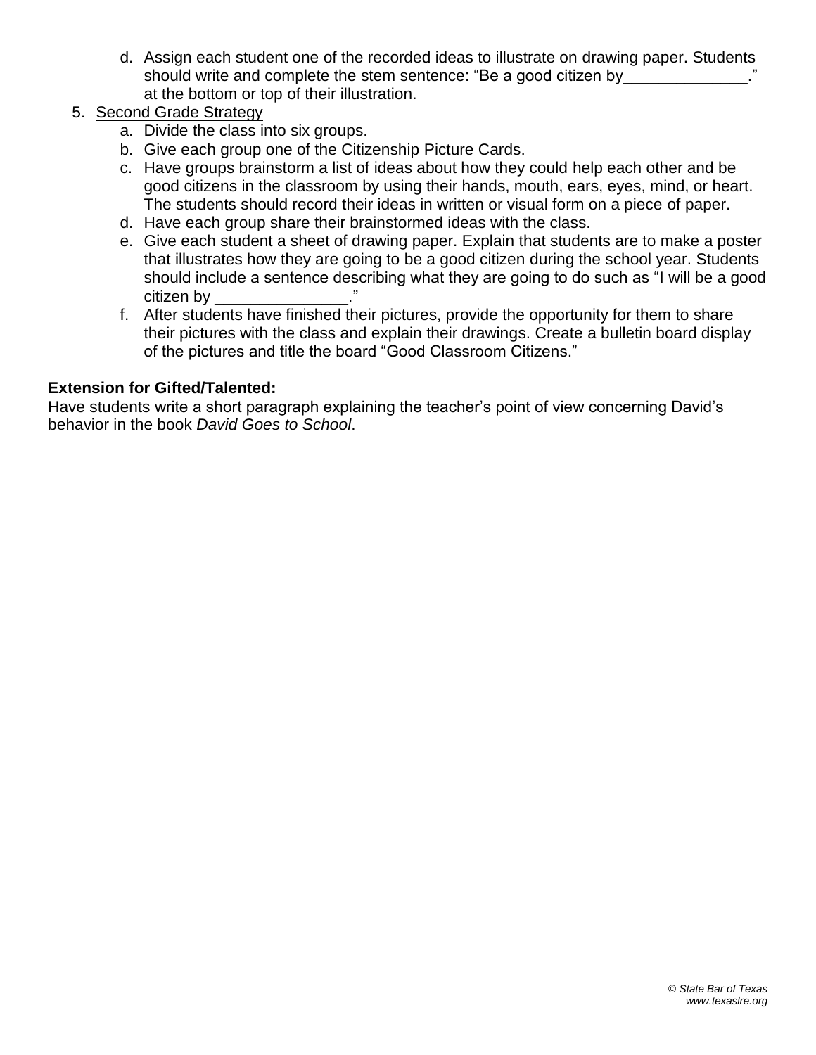d. Assign each student one of the recorded ideas to illustrate on drawing paper. Students should write and complete the stem sentence: "Be a good citizen by______________." at the bottom or top of their illustration.

5. <u>Second Grade Strategy</u>
   a. Divide the class into six groups.
   b. Give each group one of the Citizenship Picture Cards.
   c. Have groups brainstorm a list of ideas about how they could help each other and be good citizens in the classroom by using their hands, mouth, ears, eyes, mind, or heart. The students should record their ideas in written or visual form on a piece of paper.
   d. Have each group share their brainstormed ideas with the class.
   e. Give each student a sheet of drawing paper. Explain that students are to make a poster that illustrates how they are going to be a good citizen during the school year. Students should include a sentence describing what they are going to do such as "I will be a good citizen by _______________."
   f. After students have finished their pictures, provide the opportunity for them to share their pictures with the class and explain their drawings. Create a bulletin board display of the pictures and title the board "Good Classroom Citizens."

**Extension for Gifted/Talented:**

Have students write a short paragraph explaining the teacher's point of view concerning David's behavior in the book *David Goes to School*.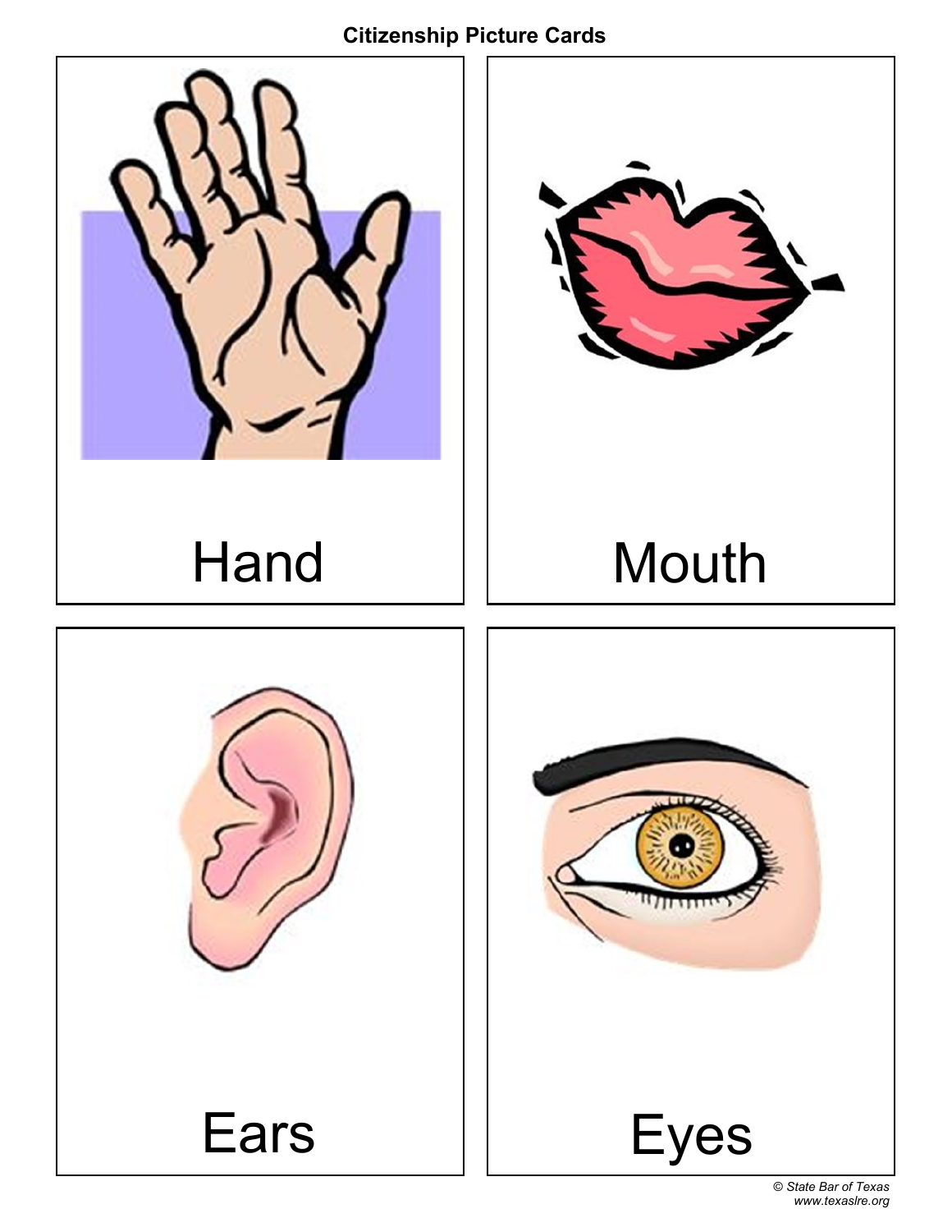**Citizenship Picture Cards**

Hand

Mouth

Ears

Eyes

*© State Bar of Texas*
*www.texaslre.org*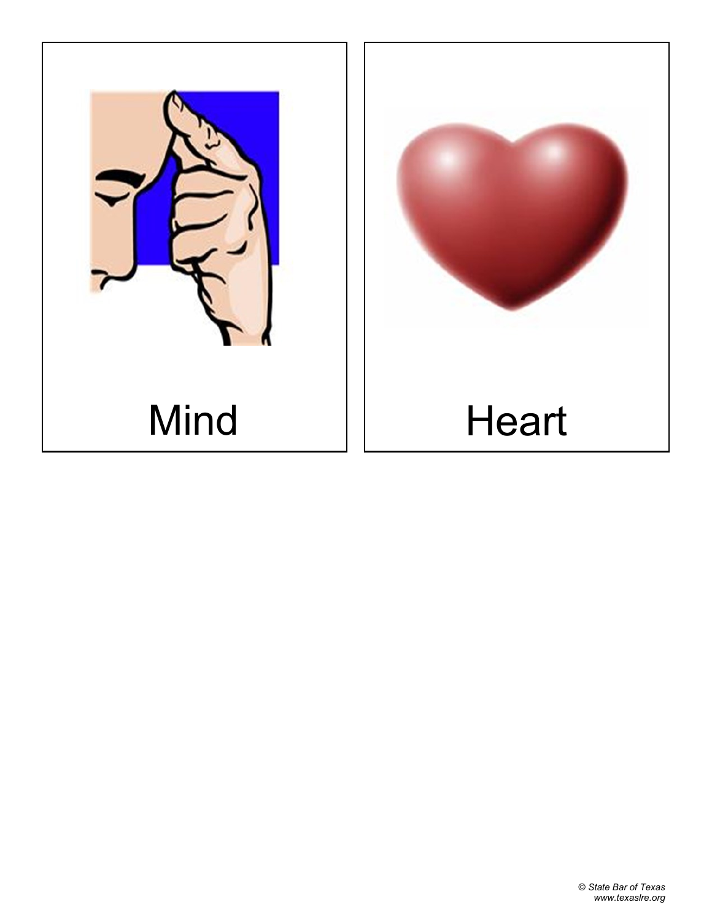Mind

Heart

*© State Bar of Texas*
*www.texaslre.org*